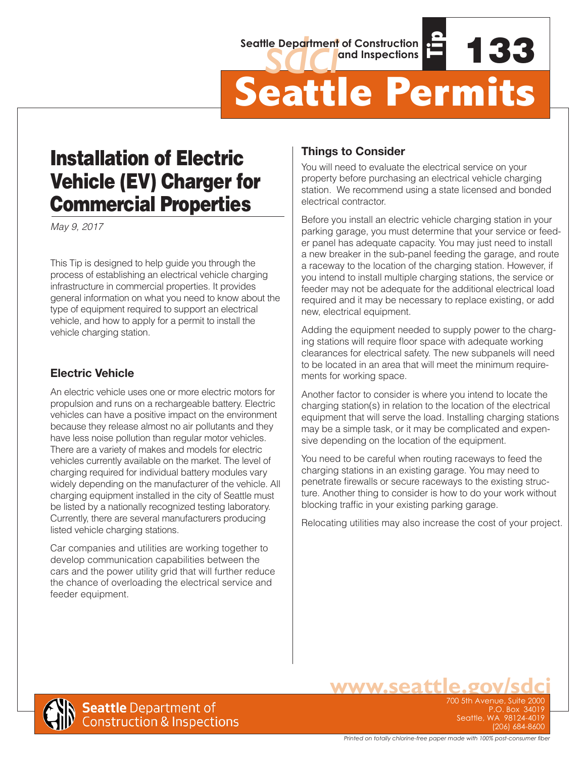Seattle Department of Construction and Inspections

Tip **133**

# Seattle Permits

## Installation of Electric Vehicle (EV) Charger for Commercial Properties

*May 9, 2017*

This Tip is designed to help guide you through the process of establishing an electrical vehicle charging infrastructure in commercial properties. It provides general information on what you need to know about the type of equipment required to support an electrical vehicle, and how to apply for a permit to install the vehicle charging station.

### Electric Vehicle

An electric vehicle uses one or more electric motors for propulsion and runs on a rechargeable battery. Electric vehicles can have a positive impact on the environment because they release almost no air pollutants and they have less noise pollution than regular motor vehicles. There are a variety of makes and models for electric vehicles currently available on the market. The level of charging required for individual battery modules vary widely depending on the manufacturer of the vehicle. All charging equipment installed in the city of Seattle must be listed by a nationally recognized testing laboratory. Currently, there are several manufacturers producing listed vehicle charging stations.

Car companies and utilities are working together to develop communication capabilities between the cars and the power utility grid that will further reduce the chance of overloading the electrical service and feeder equipment.

### Things to Consider

You will need to evaluate the electrical service on your property before purchasing an electrical vehicle charging station. We recommend using a state licensed and bonded electrical contractor.

Before you install an electric vehicle charging station in your parking garage, you must determine that your service or feeder panel has adequate capacity. You may just need to install a new breaker in the sub-panel feeding the garage, and route a raceway to the location of the charging station. However, if you intend to install multiple charging stations, the service or feeder may not be adequate for the additional electrical load required and it may be necessary to replace existing, or add new, electrical equipment.

Adding the equipment needed to supply power to the charging stations will require floor space with adequate working clearances for electrical safety. The new subpanels will need to be located in an area that will meet the minimum requirements for working space.

Another factor to consider is where you intend to locate the charging station(s) in relation to the location of the electrical equipment that will serve the load. Installing charging stations may be a simple task, or it may be complicated and expensive depending on the location of the equipment.

You need to be careful when routing raceways to feed the charging stations in an existing garage. You may need to penetrate firewalls or secure raceways to the existing structure. Another thing to consider is how to do your work without blocking traffic in your existing parking garage.

Relocating utilities may also increase the cost of your project.

**www.seattle.gov/sdci**

Seattle Department of Construction & Inspections

700 5th Avenue, Suite 2000
P.O. Box 34019
Seattle, WA 98124-4019
(206) 684-8600

*Printed on totally chlorine-free paper made with 100% post-consumer fiber*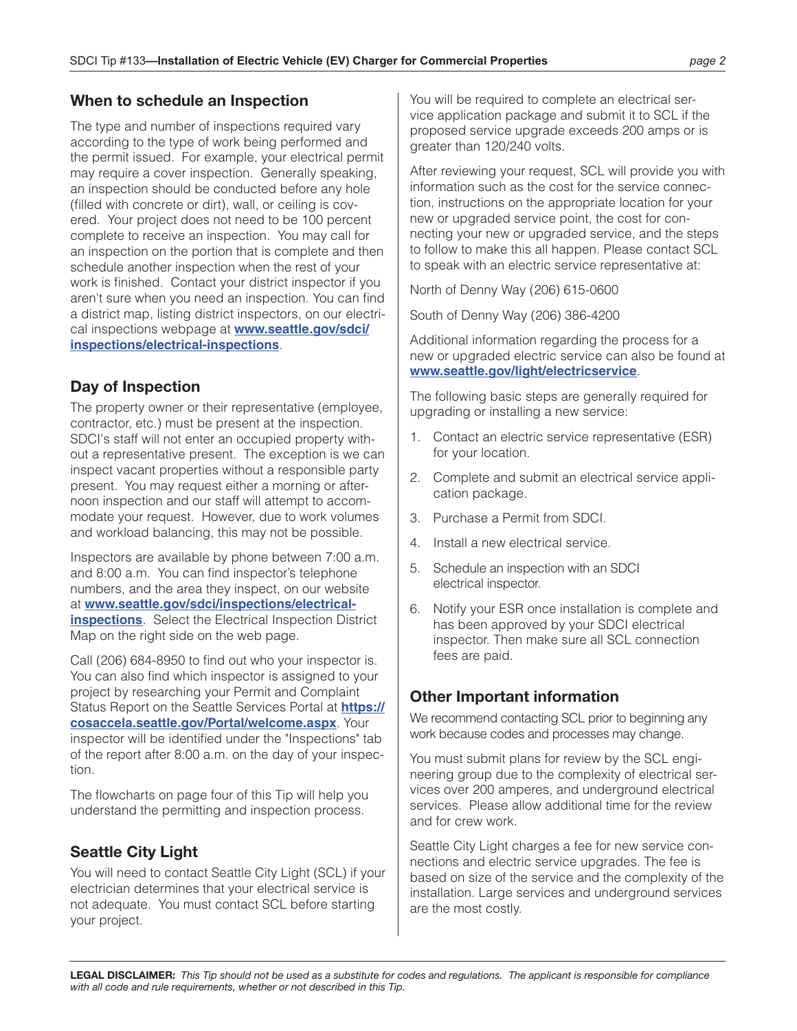## When to schedule an Inspection

The type and number of inspections required vary according to the type of work being performed and the permit issued. For example, your electrical permit may require a cover inspection. Generally speaking, an inspection should be conducted before any hole (filled with concrete or dirt), wall, or ceiling is covered. Your project does not need to be 100 percent complete to receive an inspection. You may call for an inspection on the portion that is complete and then schedule another inspection when the rest of your work is finished. Contact your district inspector if you aren't sure when you need an inspection. You can find a district map, listing district inspectors, on our electrical inspections webpage at **www.seattle.gov/sdci/inspections/electrical-inspections**.

## Day of Inspection

The property owner or their representative (employee, contractor, etc.) must be present at the inspection. SDCI's staff will not enter an occupied property without a representative present. The exception is we can inspect vacant properties without a responsible party present. You may request either a morning or afternoon inspection and our staff will attempt to accommodate your request. However, due to work volumes and workload balancing, this may not be possible.

Inspectors are available by phone between 7:00 a.m. and 8:00 a.m. You can find inspector's telephone numbers, and the area they inspect, on our website at **www.seattle.gov/sdci/inspections/electrical-inspections**. Select the Electrical Inspection District Map on the right side on the web page.

Call (206) 684-8950 to find out who your inspector is. You can also find which inspector is assigned to your project by researching your Permit and Complaint Status Report on the Seattle Services Portal at **https://cosaccela.seattle.gov/Portal/welcome.aspx**. Your inspector will be identified under the "Inspections" tab of the report after 8:00 a.m. on the day of your inspection.

The flowcharts on page four of this Tip will help you understand the permitting and inspection process.

## Seattle City Light

You will need to contact Seattle City Light (SCL) if your electrician determines that your electrical service is not adequate. You must contact SCL before starting your project.

You will be required to complete an electrical service application package and submit it to SCL if the proposed service upgrade exceeds 200 amps or is greater than 120/240 volts.

After reviewing your request, SCL will provide you with information such as the cost for the service connection, instructions on the appropriate location for your new or upgraded service point, the cost for connecting your new or upgraded service, and the steps to follow to make this all happen. Please contact SCL to speak with an electric service representative at:

North of Denny Way (206) 615-0600

South of Denny Way (206) 386-4200

Additional information regarding the process for a new or upgraded electric service can also be found at **www.seattle.gov/light/electricservice**.

The following basic steps are generally required for upgrading or installing a new service:

1. Contact an electric service representative (ESR) for your location.
2. Complete and submit an electrical service application package.
3. Purchase a Permit from SDCI.
4. Install a new electrical service.
5. Schedule an inspection with an SDCI electrical inspector.
6. Notify your ESR once installation is complete and has been approved by your SDCI electrical inspector. Then make sure all SCL connection fees are paid.

## Other Important information

We recommend contacting SCL prior to beginning any work because codes and processes may change.

You must submit plans for review by the SCL engineering group due to the complexity of electrical services over 200 amperes, and underground electrical services. Please allow additional time for the review and for crew work.

Seattle City Light charges a fee for new service connections and electric service upgrades. The fee is based on size of the service and the complexity of the installation. Large services and underground services are the most costly.

**LEGAL DISCLAIMER:** *This Tip should not be used as a substitute for codes and regulations. The applicant is responsible for compliance with all code and rule requirements, whether or not described in this Tip.*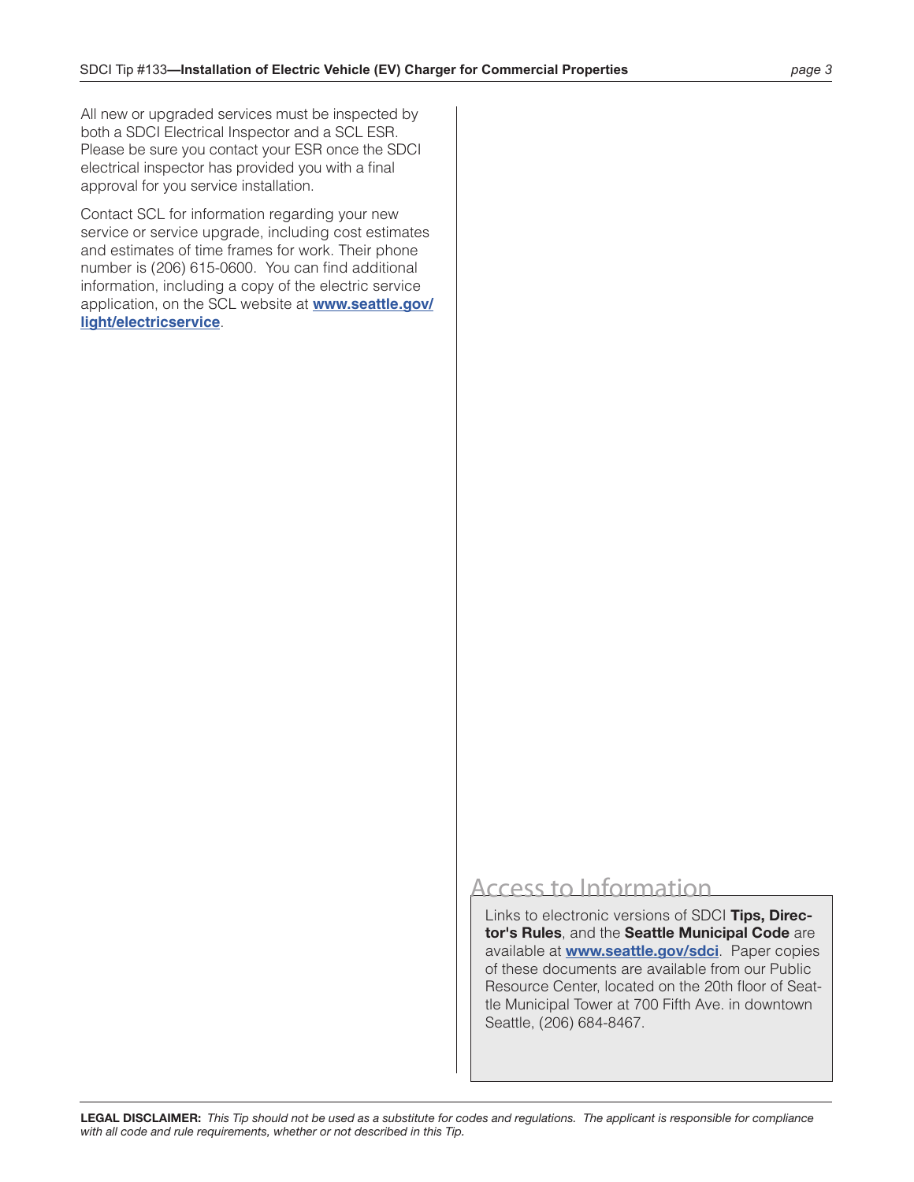All new or upgraded services must be inspected by both a SDCI Electrical Inspector and a SCL ESR. Please be sure you contact your ESR once the SDCI electrical inspector has provided you with a final approval for you service installation.

Contact SCL for information regarding your new service or service upgrade, including cost estimates and estimates of time frames for work. Their phone number is (206) 615-0600. You can find additional information, including a copy of the electric service application, on the SCL website at **www.seattle.gov/light/electricservice**.

## Access to Information

Links to electronic versions of SDCI **Tips, Director's Rules**, and the **Seattle Municipal Code** are available at **www.seattle.gov/sdci**. Paper copies of these documents are available from our Public Resource Center, located on the 20th floor of Seattle Municipal Tower at 700 Fifth Ave. in downtown Seattle, (206) 684-8467.

**LEGAL DISCLAIMER:** *This Tip should not be used as a substitute for codes and regulations. The applicant is responsible for compliance with all code and rule requirements, whether or not described in this Tip.*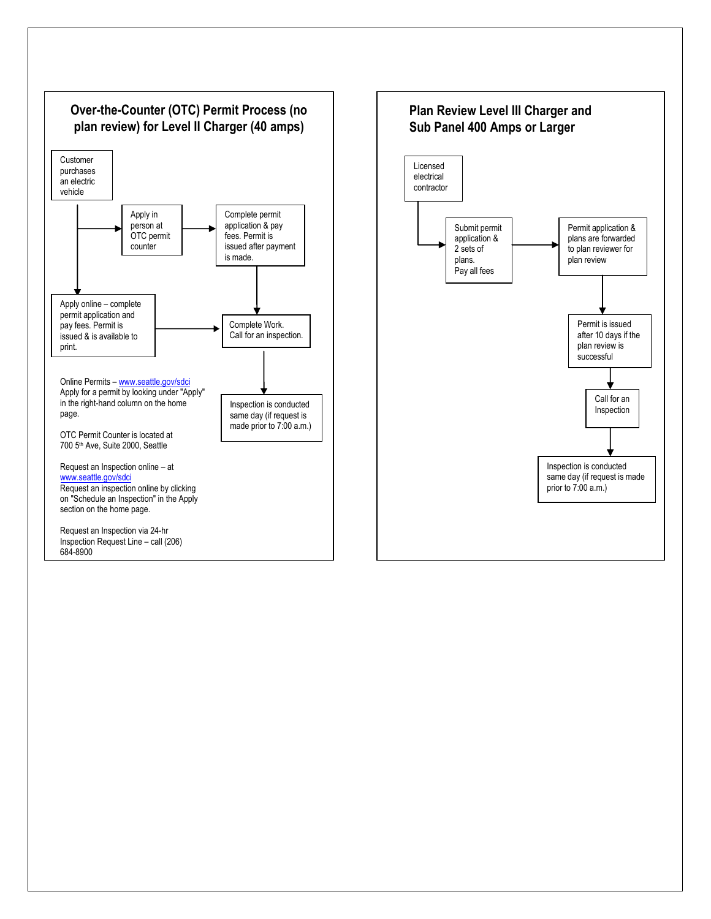## Over-the-Counter (OTC) Permit Process (no plan review) for Level II Charger (40 amps)

Customer purchases an electric vehicle

Apply in person at OTC permit counter

Complete permit application & pay fees. Permit is issued after payment is made.

Apply online – complete permit application and pay fees. Permit is issued & is available to print.

Complete Work. Call for an inspection.

Inspection is conducted same day (if request is made prior to 7:00 a.m.)

Online Permits – [www.seattle.gov/sdci](http://www.seattle.gov/sdci)
Apply for a permit by looking under "Apply" in the right-hand column on the home page.

OTC Permit Counter is located at 700 5th Ave, Suite 2000, Seattle

Request an Inspection online – at [www.seattle.gov/sdci](http://www.seattle.gov/sdci)
Request an inspection online by clicking on "Schedule an Inspection" in the Apply section on the home page.

Request an Inspection via 24-hr Inspection Request Line – call (206) 684-8900

## Plan Review Level III Charger and Sub Panel 400 Amps or Larger

Licensed electrical contractor

Submit permit application & 2 sets of plans.
Pay all fees

Permit application & plans are forwarded to plan reviewer for plan review

Permit is issued after 10 days if the plan review is successful

Call for an Inspection

Inspection is conducted same day (if request is made prior to 7:00 a.m.)